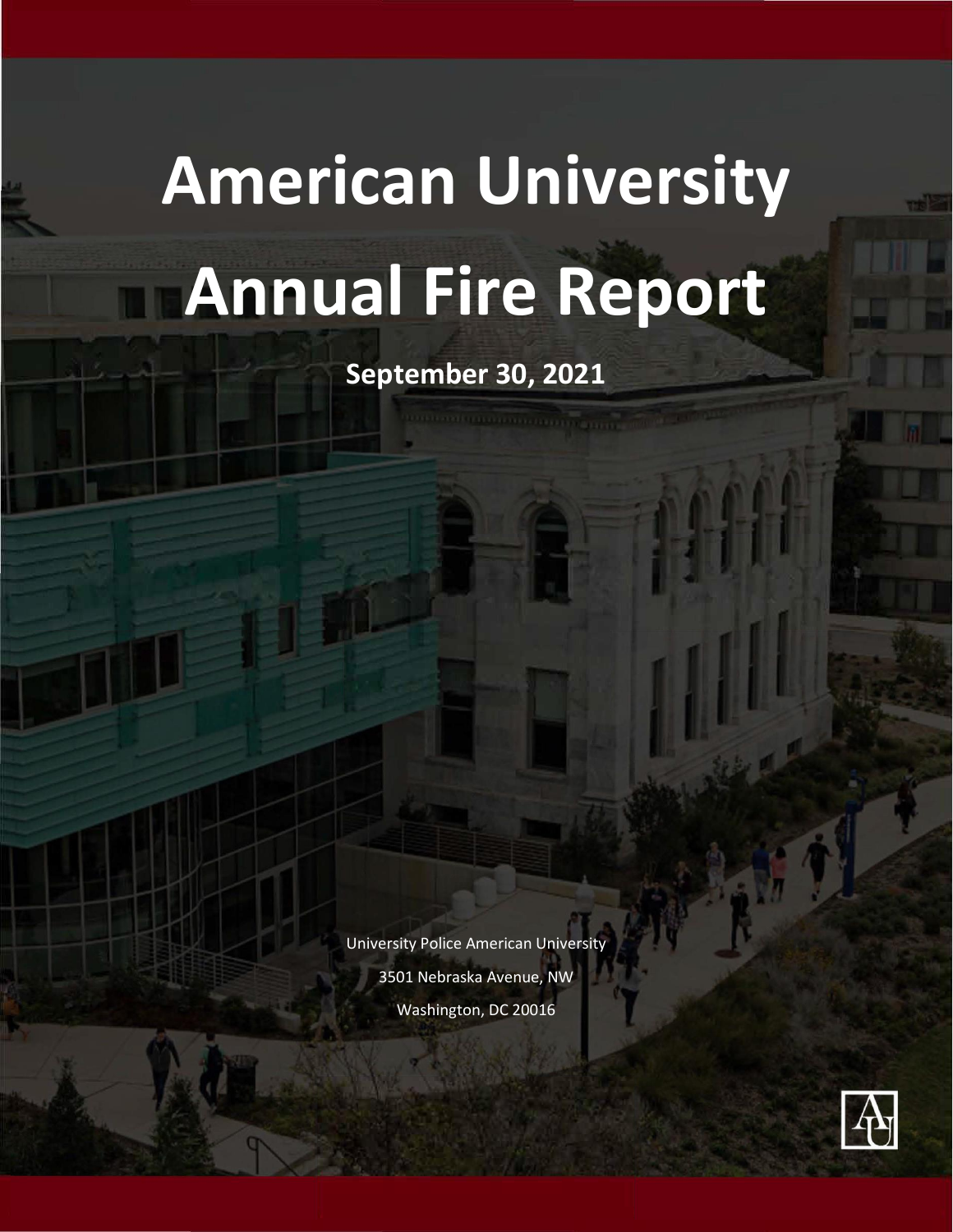# American University Annual Fire Report

**September 30, 2021**

University Police American University

3501 Nebraska Avenue, NW

Washington, DC 20016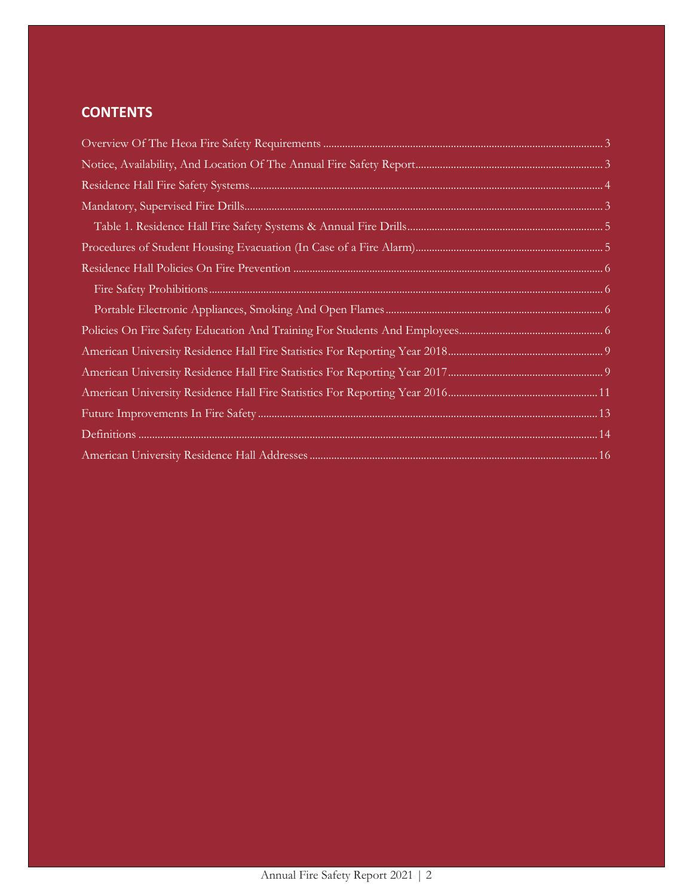## CONTENTS

Overview Of The Heoa Fire Safety Requirements ........ 3

Notice, Availability, And Location Of The Annual Fire Safety Report ........ 3

Residence Hall Fire Safety Systems ........ 4

Mandatory, Supervised Fire Drills ........ 3

- Table 1. Residence Hall Fire Safety Systems & Annual Fire Drills ........ 5

Procedures of Student Housing Evacuation (In Case of a Fire Alarm) ........ 5

Residence Hall Policies On Fire Prevention ........ 6

- Fire Safety Prohibitions ........ 6
- Portable Electronic Appliances, Smoking And Open Flames ........ 6

Policies On Fire Safety Education And Training For Students And Employees ........ 6

American University Residence Hall Fire Statistics For Reporting Year 2018 ........ 9

American University Residence Hall Fire Statistics For Reporting Year 2017 ........ 9

American University Residence Hall Fire Statistics For Reporting Year 2016 ........ 11

Future Improvements In Fire Safety ........ 13

Definitions ........ 14

American University Residence Hall Addresses ........ 16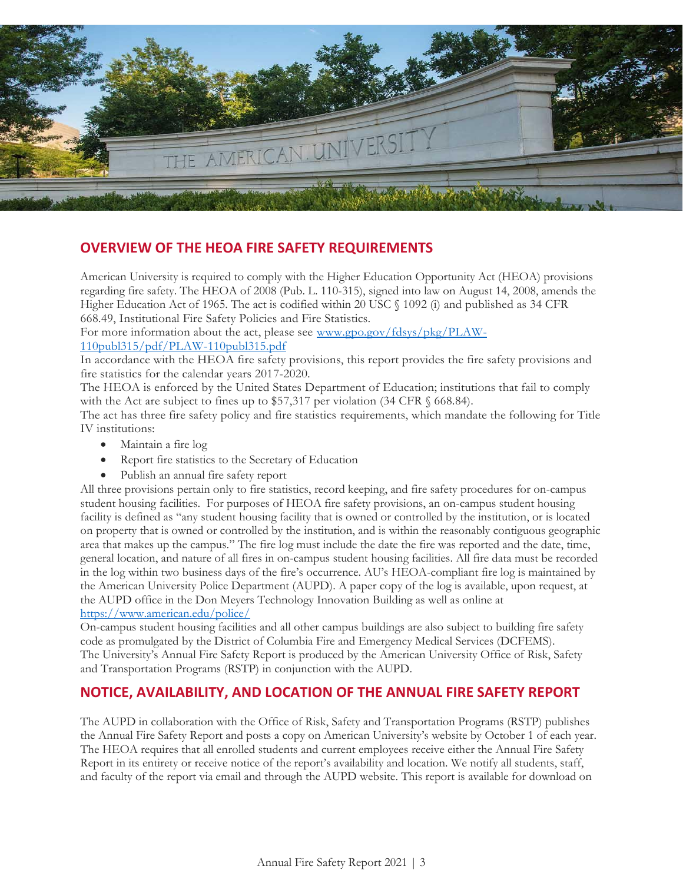## OVERVIEW OF THE HEOA FIRE SAFETY REQUIREMENTS

American University is required to comply with the Higher Education Opportunity Act (HEOA) provisions regarding fire safety. The HEOA of 2008 (Pub. L. 110-315), signed into law on August 14, 2008, amends the Higher Education Act of 1965. The act is codified within 20 USC § 1092 (i) and published as 34 CFR 668.49, Institutional Fire Safety Policies and Fire Statistics.

For more information about the act, please see [www.gpo.gov/fdsys/pkg/PLAW-110publ315/pdf/PLAW-110publ315.pdf](www.gpo.gov/fdsys/pkg/PLAW-110publ315/pdf/PLAW-110publ315.pdf)

In accordance with the HEOA fire safety provisions, this report provides the fire safety provisions and fire statistics for the calendar years 2017-2020.

The HEOA is enforced by the United States Department of Education; institutions that fail to comply with the Act are subject to fines up to $57,317 per violation (34 CFR § 668.84).

The act has three fire safety policy and fire statistics requirements, which mandate the following for Title IV institutions:

- Maintain a fire log
- Report fire statistics to the Secretary of Education
- Publish an annual fire safety report

All three provisions pertain only to fire statistics, record keeping, and fire safety procedures for on-campus student housing facilities. For purposes of HEOA fire safety provisions, an on-campus student housing facility is defined as "any student housing facility that is owned or controlled by the institution, or is located on property that is owned or controlled by the institution, and is within the reasonably contiguous geographic area that makes up the campus." The fire log must include the date the fire was reported and the date, time, general location, and nature of all fires in on-campus student housing facilities. All fire data must be recorded in the log within two business days of the fire's occurrence. AU's HEOA-compliant fire log is maintained by the American University Police Department (AUPD). A paper copy of the log is available, upon request, at the AUPD office in the Don Meyers Technology Innovation Building as well as online at [https://www.american.edu/police/](https://www.american.edu/police/)

On-campus student housing facilities and all other campus buildings are also subject to building fire safety code as promulgated by the District of Columbia Fire and Emergency Medical Services (DCFEMS). The University's Annual Fire Safety Report is produced by the American University Office of Risk, Safety and Transportation Programs (RSTP) in conjunction with the AUPD.

## NOTICE, AVAILABILITY, AND LOCATION OF THE ANNUAL FIRE SAFETY REPORT

The AUPD in collaboration with the Office of Risk, Safety and Transportation Programs (RSTP) publishes the Annual Fire Safety Report and posts a copy on American University's website by October 1 of each year. The HEOA requires that all enrolled students and current employees receive either the Annual Fire Safety Report in its entirety or receive notice of the report's availability and location. We notify all students, staff, and faculty of the report via email and through the AUPD website. This report is available for download on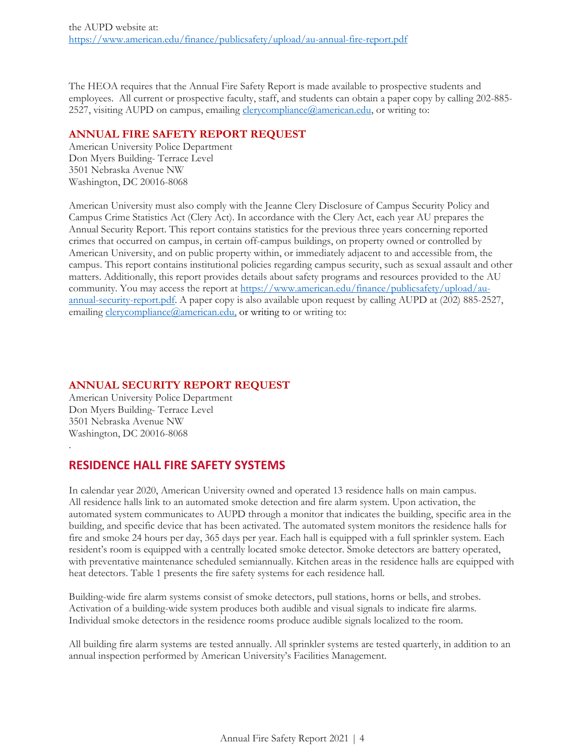the AUPD website at:
https://www.american.edu/finance/publicsafety/upload/au-annual-fire-report.pdf

The HEOA requires that the Annual Fire Safety Report is made available to prospective students and employees. All current or prospective faculty, staff, and students can obtain a paper copy by calling 202-885-2527, visiting AUPD on campus, emailing clerycompliance@american.edu, or writing to:

### ANNUAL FIRE SAFETY REPORT REQUEST

American University Police Department
Don Myers Building- Terrace Level
3501 Nebraska Avenue NW
Washington, DC 20016-8068

American University must also comply with the Jeanne Clery Disclosure of Campus Security Policy and Campus Crime Statistics Act (Clery Act). In accordance with the Clery Act, each year AU prepares the Annual Security Report. This report contains statistics for the previous three years concerning reported crimes that occurred on campus, in certain off-campus buildings, on property owned or controlled by American University, and on public property within, or immediately adjacent to and accessible from, the campus. This report contains institutional policies regarding campus security, such as sexual assault and other matters. Additionally, this report provides details about safety programs and resources provided to the AU community. You may access the report at https://www.american.edu/finance/publicsafety/upload/au-annual-security-report.pdf. A paper copy is also available upon request by calling AUPD at (202) 885-2527, emailing clerycompliance@american.edu, or writing to or writing to:

### ANNUAL SECURITY REPORT REQUEST

American University Police Department
Don Myers Building- Terrace Level
3501 Nebraska Avenue NW
Washington, DC 20016-8068

.

## RESIDENCE HALL FIRE SAFETY SYSTEMS

In calendar year 2020, American University owned and operated 13 residence halls on main campus. All residence halls link to an automated smoke detection and fire alarm system. Upon activation, the automated system communicates to AUPD through a monitor that indicates the building, specific area in the building, and specific device that has been activated. The automated system monitors the residence halls for fire and smoke 24 hours per day, 365 days per year. Each hall is equipped with a full sprinkler system. Each resident's room is equipped with a centrally located smoke detector. Smoke detectors are battery operated, with preventative maintenance scheduled semiannually. Kitchen areas in the residence halls are equipped with heat detectors. Table 1 presents the fire safety systems for each residence hall.

Building-wide fire alarm systems consist of smoke detectors, pull stations, horns or bells, and strobes. Activation of a building-wide system produces both audible and visual signals to indicate fire alarms. Individual smoke detectors in the residence rooms produce audible signals localized to the room.

All building fire alarm systems are tested annually. All sprinkler systems are tested quarterly, in addition to an annual inspection performed by American University's Facilities Management.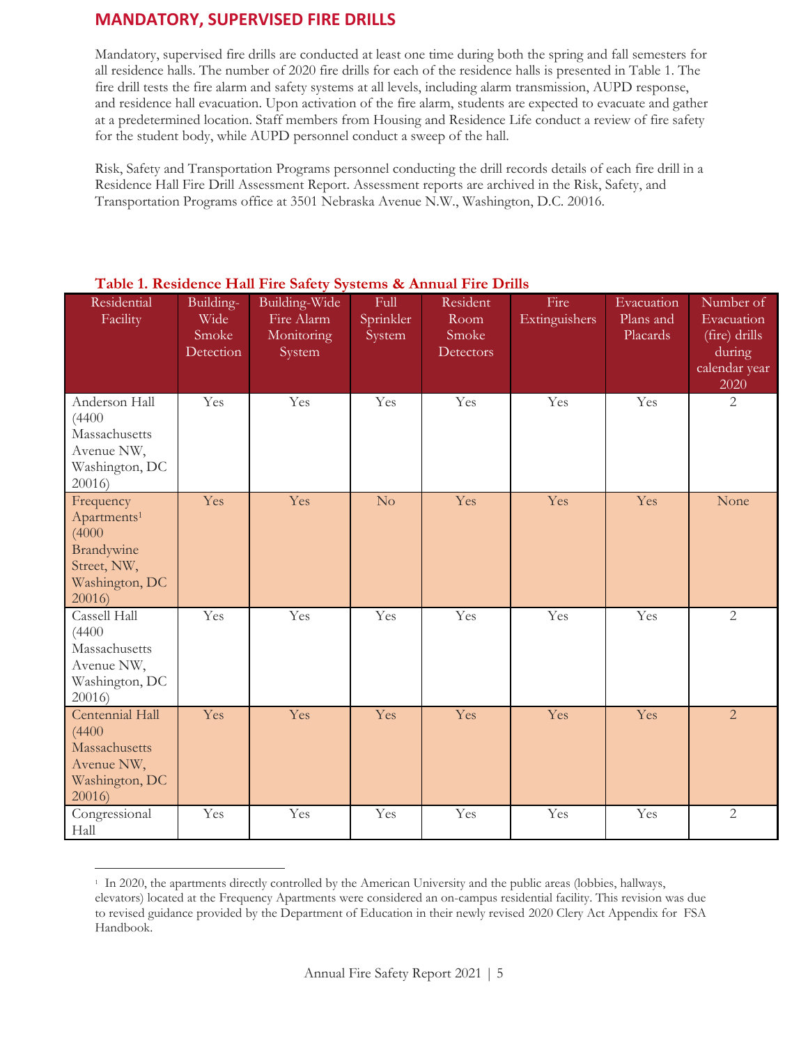## MANDATORY, SUPERVISED FIRE DRILLS

Mandatory, supervised fire drills are conducted at least one time during both the spring and fall semesters for all residence halls. The number of 2020 fire drills for each of the residence halls is presented in Table 1. The fire drill tests the fire alarm and safety systems at all levels, including alarm transmission, AUPD response, and residence hall evacuation. Upon activation of the fire alarm, students are expected to evacuate and gather at a predetermined location. Staff members from Housing and Residence Life conduct a review of fire safety for the student body, while AUPD personnel conduct a sweep of the hall.

Risk, Safety and Transportation Programs personnel conducting the drill records details of each fire drill in a Residence Hall Fire Drill Assessment Report. Assessment reports are archived in the Risk, Safety, and Transportation Programs office at 3501 Nebraska Avenue N.W., Washington, D.C. 20016.

**Table 1. Residence Hall Fire Safety Systems & Annual Fire Drills**

| Residential Facility | Building-Wide Smoke Detection | Building-Wide Fire Alarm Monitoring System | Full Sprinkler System | Resident Room Smoke Detectors | Fire Extinguishers | Evacuation Plans and Placards | Number of Evacuation (fire) drills during calendar year 2020 |
|---|---|---|---|---|---|---|---|
| Anderson Hall (4400 Massachusetts Avenue NW, Washington, DC 20016) | Yes | Yes | Yes | Yes | Yes | Yes | 2 |
| Frequency Apartments[1] (4000 Brandywine Street, NW, Washington, DC 20016) | Yes | Yes | No | Yes | Yes | Yes | None |
| Cassell Hall (4400 Massachusetts Avenue NW, Washington, DC 20016) | Yes | Yes | Yes | Yes | Yes | Yes | 2 |
| Centennial Hall (4400 Massachusetts Avenue NW, Washington, DC 20016) | Yes | Yes | Yes | Yes | Yes | Yes | 2 |
| Congressional Hall | Yes | Yes | Yes | Yes | Yes | Yes | 2 |

[1] In 2020, the apartments directly controlled by the American University and the public areas (lobbies, hallways, elevators) located at the Frequency Apartments were considered an on-campus residential facility. This revision was due to revised guidance provided by the Department of Education in their newly revised 2020 Clery Act Appendix for FSA Handbook.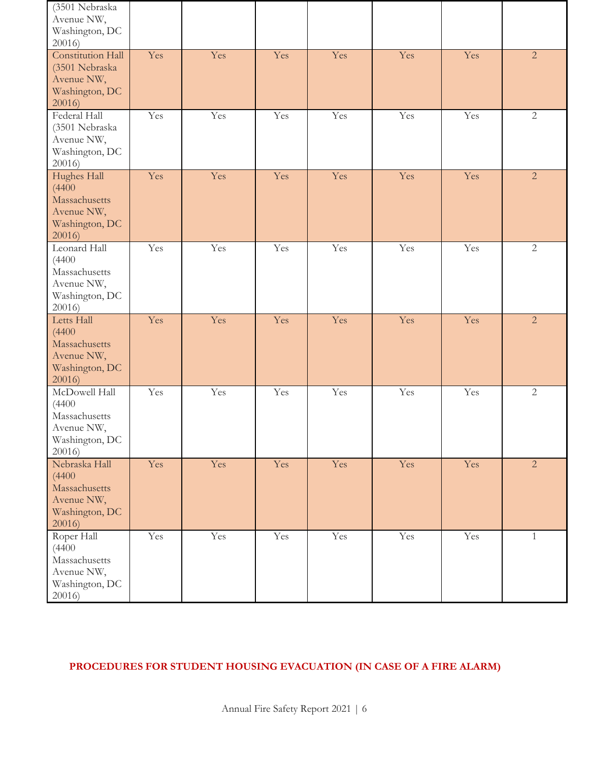| | | | | | | | |
|---|---|---|---|---|---|---|---|
| (3501 Nebraska Avenue NW, Washington, DC 20016) | | | | | | | |
| Constitution Hall (3501 Nebraska Avenue NW, Washington, DC 20016) | Yes | Yes | Yes | Yes | Yes | Yes | 2 |
| Federal Hall (3501 Nebraska Avenue NW, Washington, DC 20016) | Yes | Yes | Yes | Yes | Yes | Yes | 2 |
| Hughes Hall (4400 Massachusetts Avenue NW, Washington, DC 20016) | Yes | Yes | Yes | Yes | Yes | Yes | 2 |
| Leonard Hall (4400 Massachusetts Avenue NW, Washington, DC 20016) | Yes | Yes | Yes | Yes | Yes | Yes | 2 |
| Letts Hall (4400 Massachusetts Avenue NW, Washington, DC 20016) | Yes | Yes | Yes | Yes | Yes | Yes | 2 |
| McDowell Hall (4400 Massachusetts Avenue NW, Washington, DC 20016) | Yes | Yes | Yes | Yes | Yes | Yes | 2 |
| Nebraska Hall (4400 Massachusetts Avenue NW, Washington, DC 20016) | Yes | Yes | Yes | Yes | Yes | Yes | 2 |
| Roper Hall (4400 Massachusetts Avenue NW, Washington, DC 20016) | Yes | Yes | Yes | Yes | Yes | Yes | 1 |

## PROCEDURES FOR STUDENT HOUSING EVACUATION (IN CASE OF A FIRE ALARM)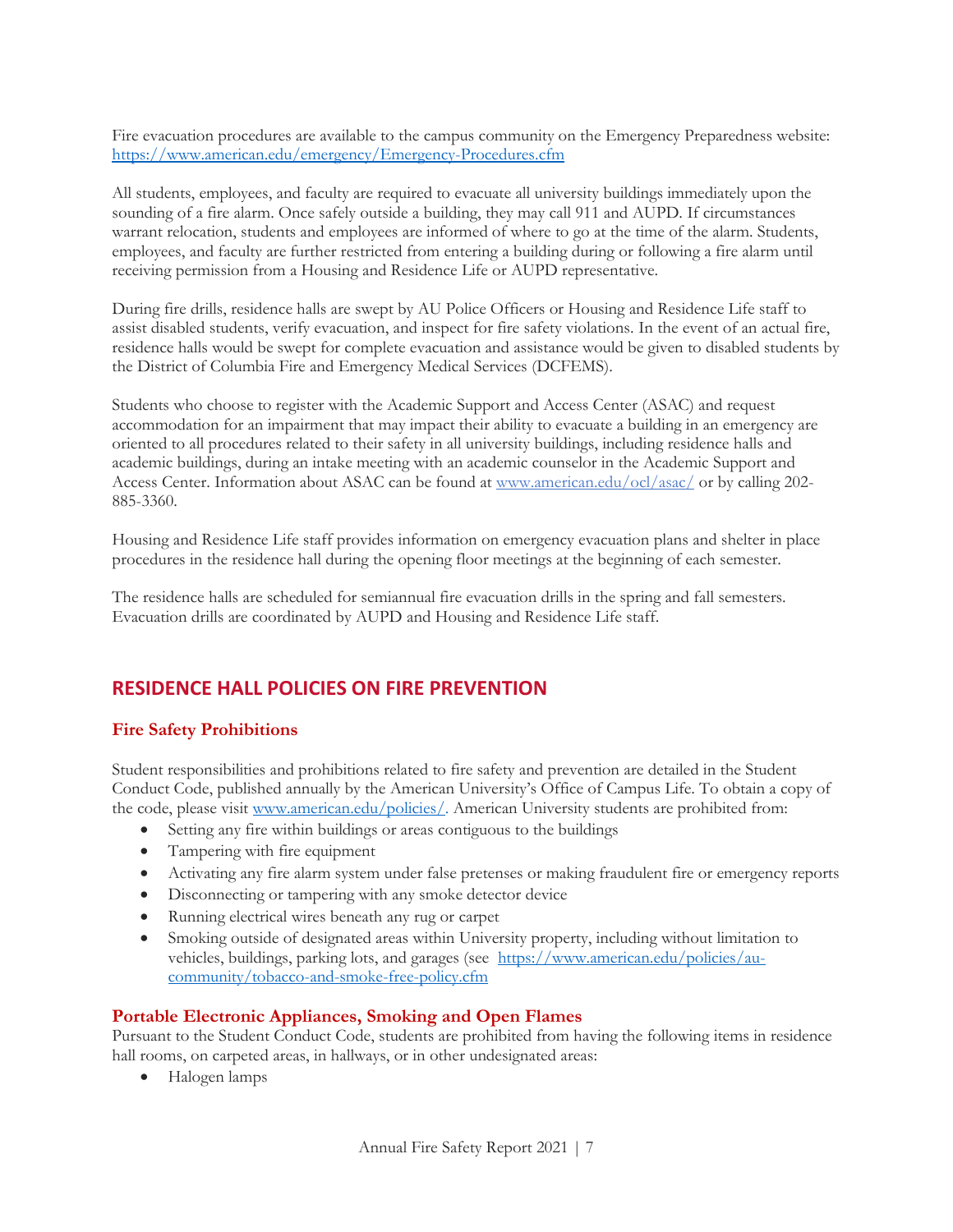Fire evacuation procedures are available to the campus community on the Emergency Preparedness website: https://www.american.edu/emergency/Emergency-Procedures.cfm

All students, employees, and faculty are required to evacuate all university buildings immediately upon the sounding of a fire alarm. Once safely outside a building, they may call 911 and AUPD. If circumstances warrant relocation, students and employees are informed of where to go at the time of the alarm. Students, employees, and faculty are further restricted from entering a building during or following a fire alarm until receiving permission from a Housing and Residence Life or AUPD representative.

During fire drills, residence halls are swept by AU Police Officers or Housing and Residence Life staff to assist disabled students, verify evacuation, and inspect for fire safety violations. In the event of an actual fire, residence halls would be swept for complete evacuation and assistance would be given to disabled students by the District of Columbia Fire and Emergency Medical Services (DCFEMS).

Students who choose to register with the Academic Support and Access Center (ASAC) and request accommodation for an impairment that may impact their ability to evacuate a building in an emergency are oriented to all procedures related to their safety in all university buildings, including residence halls and academic buildings, during an intake meeting with an academic counselor in the Academic Support and Access Center. Information about ASAC can be found at www.american.edu/ocl/asac/ or by calling 202-885-3360.

Housing and Residence Life staff provides information on emergency evacuation plans and shelter in place procedures in the residence hall during the opening floor meetings at the beginning of each semester.

The residence halls are scheduled for semiannual fire evacuation drills in the spring and fall semesters. Evacuation drills are coordinated by AUPD and Housing and Residence Life staff.

## RESIDENCE HALL POLICIES ON FIRE PREVENTION

### Fire Safety Prohibitions

Student responsibilities and prohibitions related to fire safety and prevention are detailed in the Student Conduct Code, published annually by the American University's Office of Campus Life. To obtain a copy of the code, please visit www.american.edu/policies/. American University students are prohibited from:

- Setting any fire within buildings or areas contiguous to the buildings
- Tampering with fire equipment
- Activating any fire alarm system under false pretenses or making fraudulent fire or emergency reports
- Disconnecting or tampering with any smoke detector device
- Running electrical wires beneath any rug or carpet
- Smoking outside of designated areas within University property, including without limitation to vehicles, buildings, parking lots, and garages (see https://www.american.edu/policies/au-community/tobacco-and-smoke-free-policy.cfm

### Portable Electronic Appliances, Smoking and Open Flames

Pursuant to the Student Conduct Code, students are prohibited from having the following items in residence hall rooms, on carpeted areas, in hallways, or in other undesignated areas:

- Halogen lamps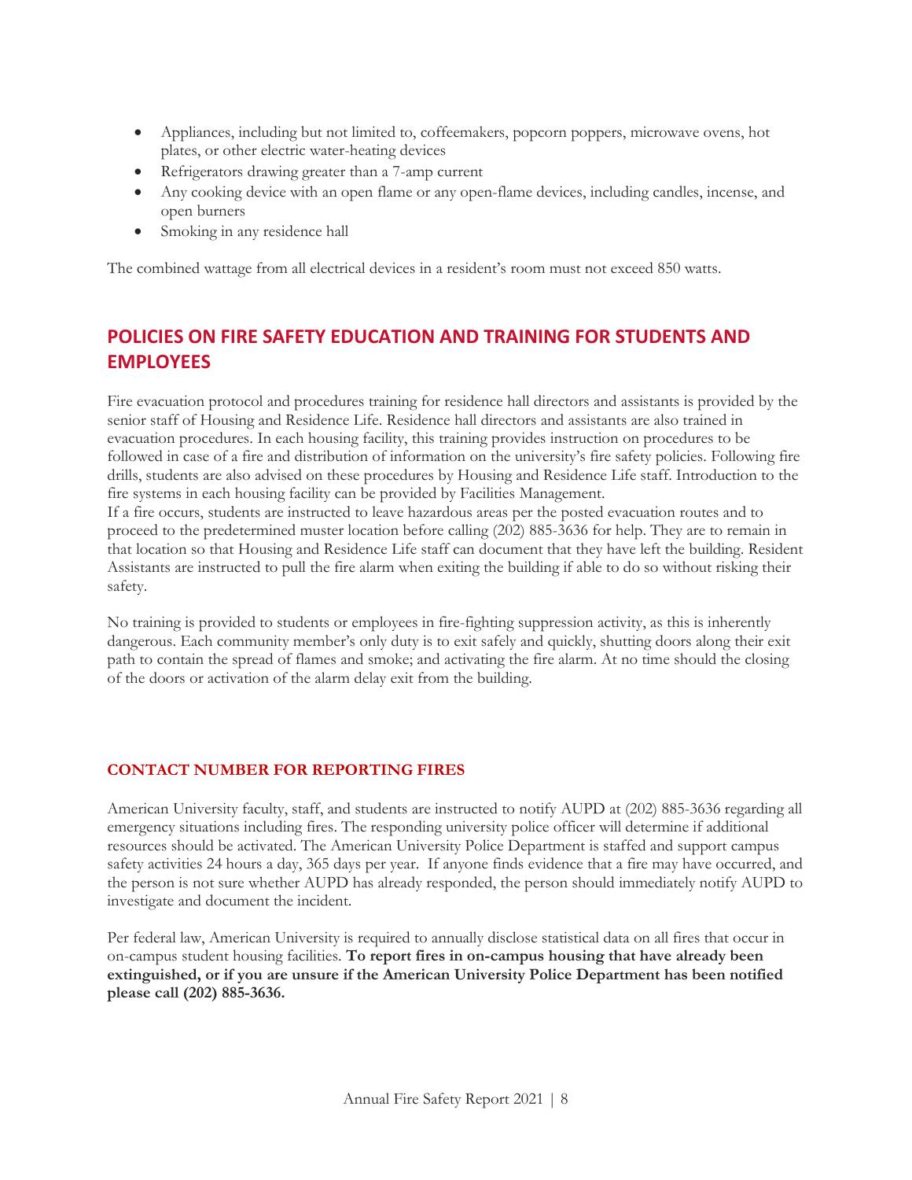- Appliances, including but not limited to, coffeemakers, popcorn poppers, microwave ovens, hot plates, or other electric water-heating devices
- Refrigerators drawing greater than a 7-amp current
- Any cooking device with an open flame or any open-flame devices, including candles, incense, and open burners
- Smoking in any residence hall

The combined wattage from all electrical devices in a resident's room must not exceed 850 watts.

## POLICIES ON FIRE SAFETY EDUCATION AND TRAINING FOR STUDENTS AND EMPLOYEES

Fire evacuation protocol and procedures training for residence hall directors and assistants is provided by the senior staff of Housing and Residence Life. Residence hall directors and assistants are also trained in evacuation procedures. In each housing facility, this training provides instruction on procedures to be followed in case of a fire and distribution of information on the university's fire safety policies. Following fire drills, students are also advised on these procedures by Housing and Residence Life staff. Introduction to the fire systems in each housing facility can be provided by Facilities Management.

If a fire occurs, students are instructed to leave hazardous areas per the posted evacuation routes and to proceed to the predetermined muster location before calling (202) 885-3636 for help. They are to remain in that location so that Housing and Residence Life staff can document that they have left the building. Resident Assistants are instructed to pull the fire alarm when exiting the building if able to do so without risking their safety.

No training is provided to students or employees in fire-fighting suppression activity, as this is inherently dangerous. Each community member's only duty is to exit safely and quickly, shutting doors along their exit path to contain the spread of flames and smoke; and activating the fire alarm. At no time should the closing of the doors or activation of the alarm delay exit from the building.

### CONTACT NUMBER FOR REPORTING FIRES

American University faculty, staff, and students are instructed to notify AUPD at (202) 885-3636 regarding all emergency situations including fires. The responding university police officer will determine if additional resources should be activated. The American University Police Department is staffed and support campus safety activities 24 hours a day, 365 days per year. If anyone finds evidence that a fire may have occurred, and the person is not sure whether AUPD has already responded, the person should immediately notify AUPD to investigate and document the incident.

Per federal law, American University is required to annually disclose statistical data on all fires that occur in on-campus student housing facilities. **To report fires in on-campus housing that have already been extinguished, or if you are unsure if the American University Police Department has been notified please call (202) 885-3636.**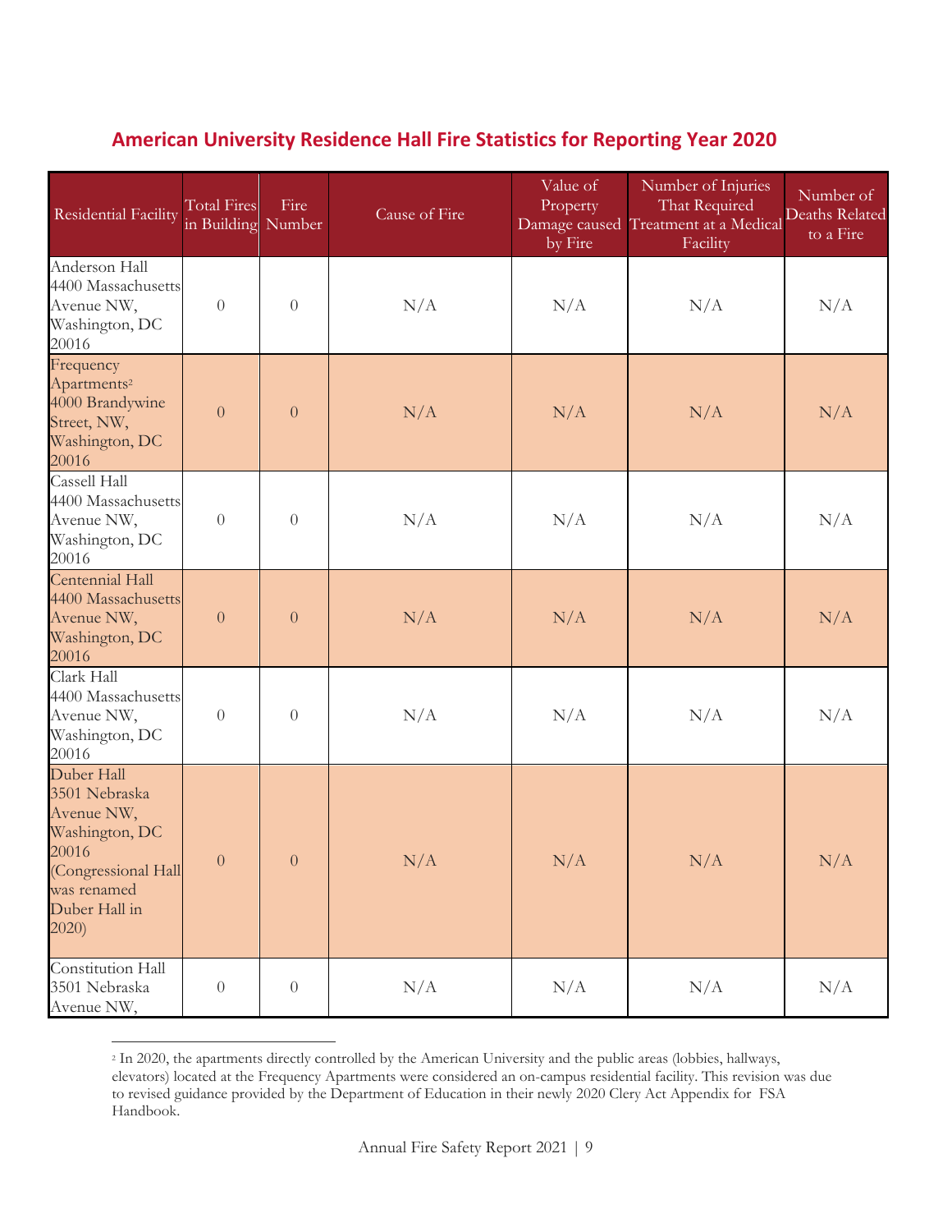## American University Residence Hall Fire Statistics for Reporting Year 2020

| Residential Facility | Total Fires in Building | Fire Number | Cause of Fire | Value of Property Damage caused by Fire | Number of Injuries That Required Treatment at a Medical Facility | Number of Deaths Related to a Fire |
|---|---|---|---|---|---|---|
| Anderson Hall 4400 Massachusetts Avenue NW, Washington, DC 20016 | 0 | 0 | N/A | N/A | N/A | N/A |
| Frequency Apartments[2] 4000 Brandywine Street, NW, Washington, DC 20016 | 0 | 0 | N/A | N/A | N/A | N/A |
| Cassell Hall 4400 Massachusetts Avenue NW, Washington, DC 20016 | 0 | 0 | N/A | N/A | N/A | N/A |
| Centennial Hall 4400 Massachusetts Avenue NW, Washington, DC 20016 | 0 | 0 | N/A | N/A | N/A | N/A |
| Clark Hall 4400 Massachusetts Avenue NW, Washington, DC 20016 | 0 | 0 | N/A | N/A | N/A | N/A |
| Duber Hall 3501 Nebraska Avenue NW, Washington, DC 20016 (Congressional Hall was renamed Duber Hall in 2020) | 0 | 0 | N/A | N/A | N/A | N/A |
| Constitution Hall 3501 Nebraska Avenue NW, | 0 | 0 | N/A | N/A | N/A | N/A |

[2] In 2020, the apartments directly controlled by the American University and the public areas (lobbies, hallways, elevators) located at the Frequency Apartments were considered an on-campus residential facility. This revision was due to revised guidance provided by the Department of Education in their newly 2020 Clery Act Appendix for FSA Handbook.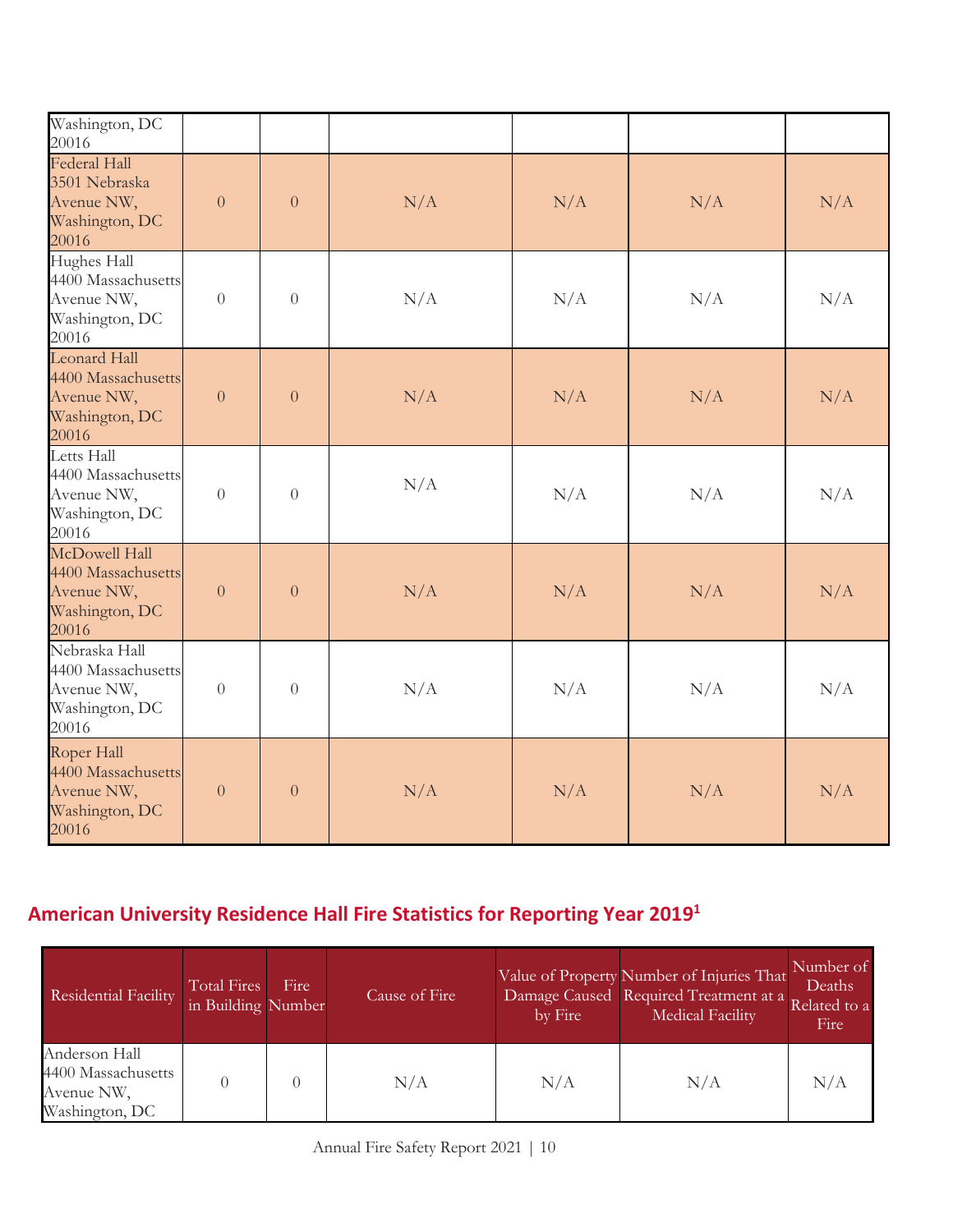| | | | | | | |
|---|---|---|---|---|---|---|
| Washington, DC 20016 | | | | | | |
| Federal Hall 3501 Nebraska Avenue NW, Washington, DC 20016 | 0 | 0 | N/A | N/A | N/A | N/A |
| Hughes Hall 4400 Massachusetts Avenue NW, Washington, DC 20016 | 0 | 0 | N/A | N/A | N/A | N/A |
| Leonard Hall 4400 Massachusetts Avenue NW, Washington, DC 20016 | 0 | 0 | N/A | N/A | N/A | N/A |
| Letts Hall 4400 Massachusetts Avenue NW, Washington, DC 20016 | 0 | 0 | N/A | N/A | N/A | N/A |
| McDowell Hall 4400 Massachusetts Avenue NW, Washington, DC 20016 | 0 | 0 | N/A | N/A | N/A | N/A |
| Nebraska Hall 4400 Massachusetts Avenue NW, Washington, DC 20016 | 0 | 0 | N/A | N/A | N/A | N/A |
| Roper Hall 4400 Massachusetts Avenue NW, Washington, DC 20016 | 0 | 0 | N/A | N/A | N/A | N/A |

## American University Residence Hall Fire Statistics for Reporting Year 2019[1]

| Residential Facility | Total Fires in Building | Fire Number | Cause of Fire | Value of Property Damage Caused by Fire | Number of Injuries That Required Treatment at a Medical Facility | Number of Deaths Related to a Fire |
|---|---|---|---|---|---|---|
| Anderson Hall 4400 Massachusetts Avenue NW, Washington, DC | 0 | 0 | N/A | N/A | N/A | N/A |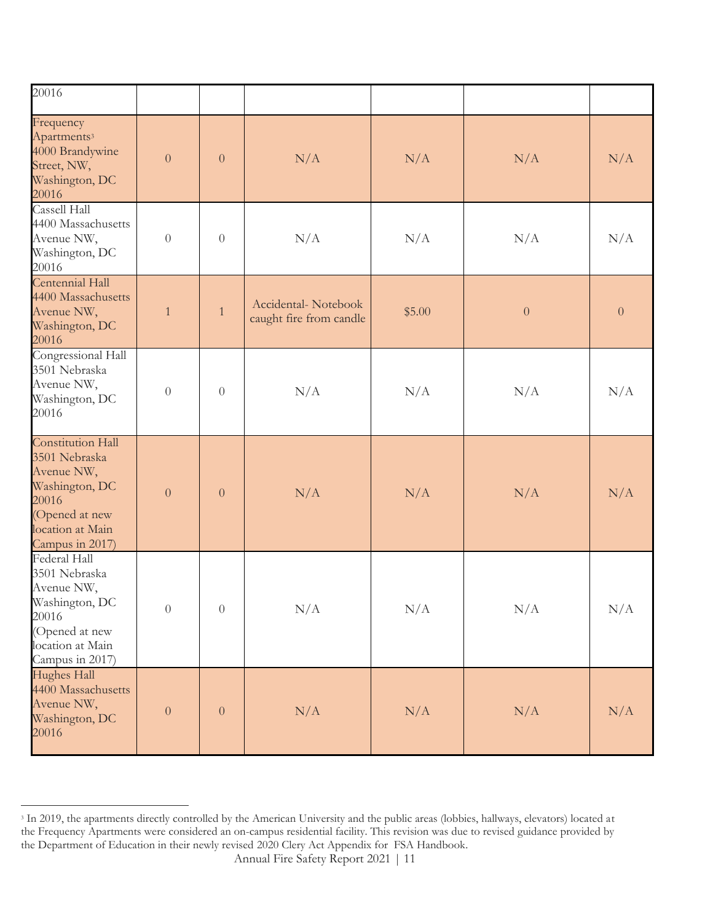| | | | | | | |
|---|---|---|---|---|---|---|
| 20016 | | | | | | |
| Frequency Apartments[3] 4000 Brandywine Street, NW, Washington, DC 20016 | 0 | 0 | N/A | N/A | N/A | N/A |
| Cassell Hall 4400 Massachusetts Avenue NW, Washington, DC 20016 | 0 | 0 | N/A | N/A | N/A | N/A |
| Centennial Hall 4400 Massachusetts Avenue NW, Washington, DC 20016 | 1 | 1 | Accidental- Notebook caught fire from candle | $5.00 | 0 | 0 |
| Congressional Hall 3501 Nebraska Avenue NW, Washington, DC 20016 | 0 | 0 | N/A | N/A | N/A | N/A |
| Constitution Hall 3501 Nebraska Avenue NW, Washington, DC 20016 (Opened at new location at Main Campus in 2017) | 0 | 0 | N/A | N/A | N/A | N/A |
| Federal Hall 3501 Nebraska Avenue NW, Washington, DC 20016 (Opened at new location at Main Campus in 2017) | 0 | 0 | N/A | N/A | N/A | N/A |
| Hughes Hall 4400 Massachusetts Avenue NW, Washington, DC 20016 | 0 | 0 | N/A | N/A | N/A | N/A |

[3] In 2019, the apartments directly controlled by the American University and the public areas (lobbies, hallways, elevators) located at the Frequency Apartments were considered an on-campus residential facility. This revision was due to revised guidance provided by the Department of Education in their newly revised 2020 Clery Act Appendix for FSA Handbook.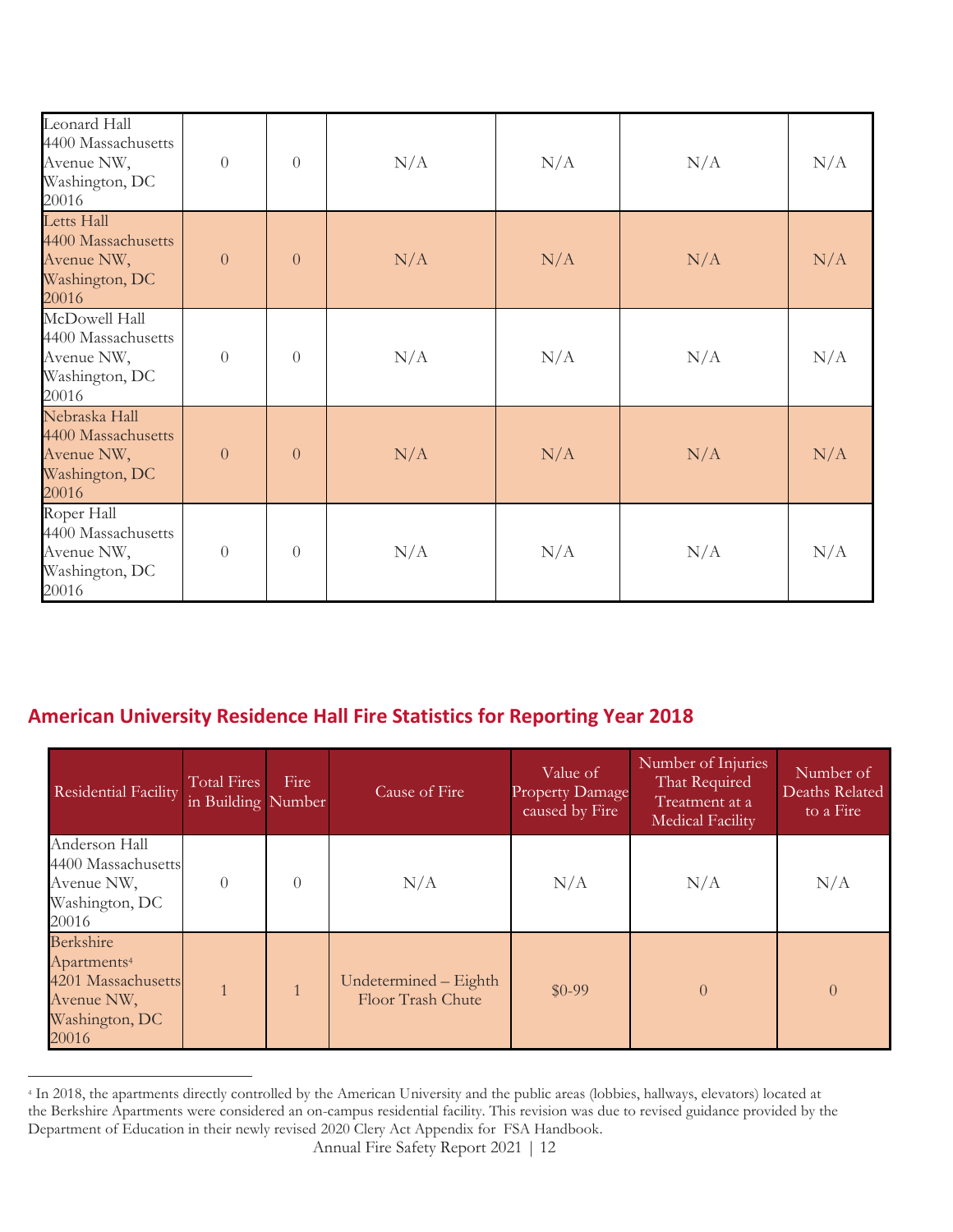| | | | | | | |
|---|---|---|---|---|---|---|
| Leonard Hall 4400 Massachusetts Avenue NW, Washington, DC 20016 | 0 | 0 | N/A | N/A | N/A | N/A |
| Letts Hall 4400 Massachusetts Avenue NW, Washington, DC 20016 | 0 | 0 | N/A | N/A | N/A | N/A |
| McDowell Hall 4400 Massachusetts Avenue NW, Washington, DC 20016 | 0 | 0 | N/A | N/A | N/A | N/A |
| Nebraska Hall 4400 Massachusetts Avenue NW, Washington, DC 20016 | 0 | 0 | N/A | N/A | N/A | N/A |
| Roper Hall 4400 Massachusetts Avenue NW, Washington, DC 20016 | 0 | 0 | N/A | N/A | N/A | N/A |

## American University Residence Hall Fire Statistics for Reporting Year 2018

| Residential Facility | Total Fires in Building | Fire Number | Cause of Fire | Value of Property Damage caused by Fire | Number of Injuries That Required Treatment at a Medical Facility | Number of Deaths Related to a Fire |
|---|---|---|---|---|---|---|
| Anderson Hall 4400 Massachusetts Avenue NW, Washington, DC 20016 | 0 | 0 | N/A | N/A | N/A | N/A |
| Berkshire Apartments[4] 4201 Massachusetts Avenue NW, Washington, DC 20016 | 1 | 1 | Undetermined – Eighth Floor Trash Chute | $0-99 | 0 | 0 |

[4] In 2018, the apartments directly controlled by the American University and the public areas (lobbies, hallways, elevators) located at the Berkshire Apartments were considered an on-campus residential facility. This revision was due to revised guidance provided by the Department of Education in their newly revised 2020 Clery Act Appendix for FSA Handbook.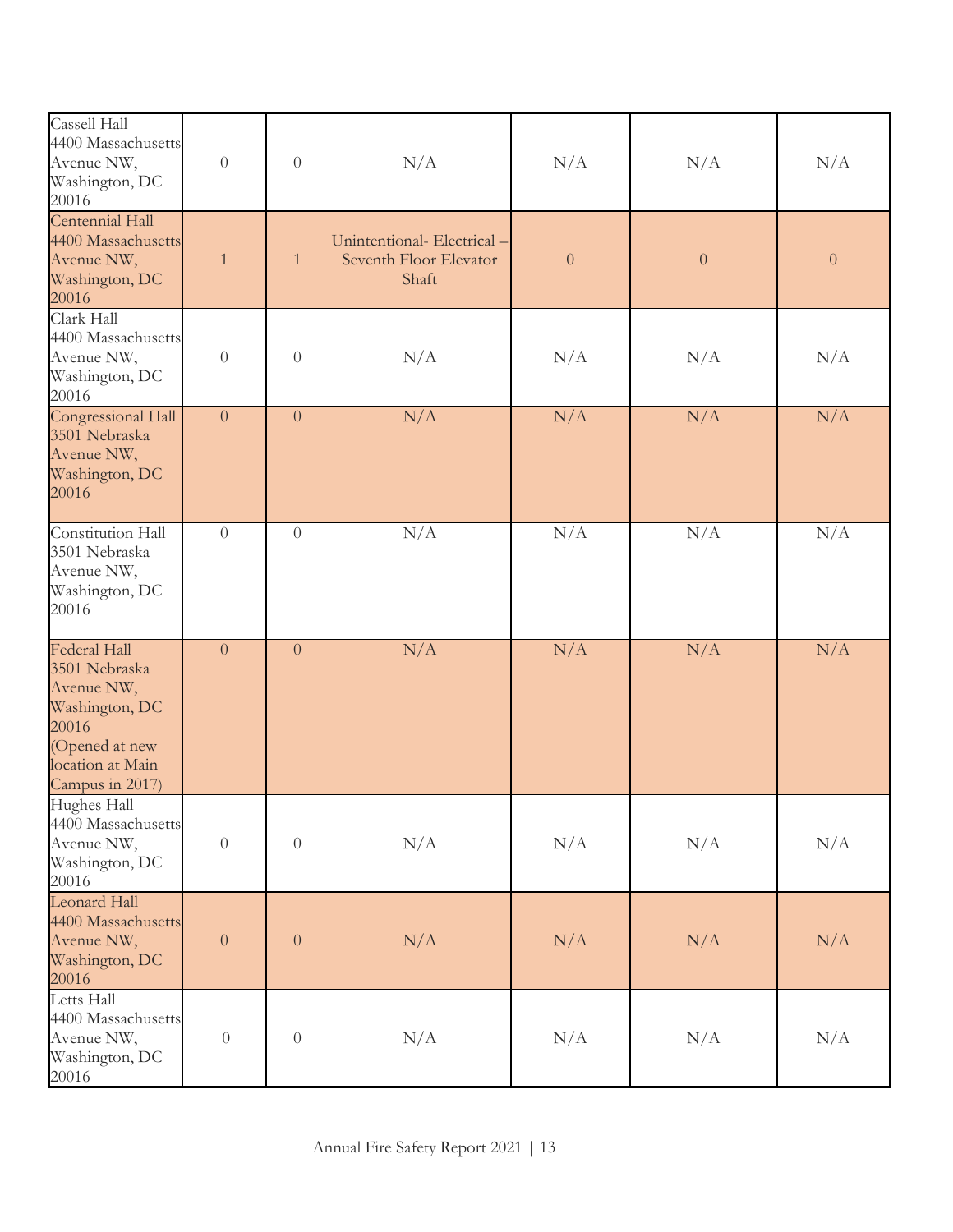| | | | | | | |
|---|---|---|---|---|---|---|
| Cassell Hall 4400 Massachusetts Avenue NW, Washington, DC 20016 | 0 | 0 | N/A | N/A | N/A | N/A |
| Centennial Hall 4400 Massachusetts Avenue NW, Washington, DC 20016 | 1 | 1 | Unintentional- Electrical – Seventh Floor Elevator Shaft | 0 | 0 | 0 |
| Clark Hall 4400 Massachusetts Avenue NW, Washington, DC 20016 | 0 | 0 | N/A | N/A | N/A | N/A |
| Congressional Hall 3501 Nebraska Avenue NW, Washington, DC 20016 | 0 | 0 | N/A | N/A | N/A | N/A |
| Constitution Hall 3501 Nebraska Avenue NW, Washington, DC 20016 | 0 | 0 | N/A | N/A | N/A | N/A |
| Federal Hall 3501 Nebraska Avenue NW, Washington, DC 20016 (Opened at new location at Main Campus in 2017) | 0 | 0 | N/A | N/A | N/A | N/A |
| Hughes Hall 4400 Massachusetts Avenue NW, Washington, DC 20016 | 0 | 0 | N/A | N/A | N/A | N/A |
| Leonard Hall 4400 Massachusetts Avenue NW, Washington, DC 20016 | 0 | 0 | N/A | N/A | N/A | N/A |
| Letts Hall 4400 Massachusetts Avenue NW, Washington, DC 20016 | 0 | 0 | N/A | N/A | N/A | N/A |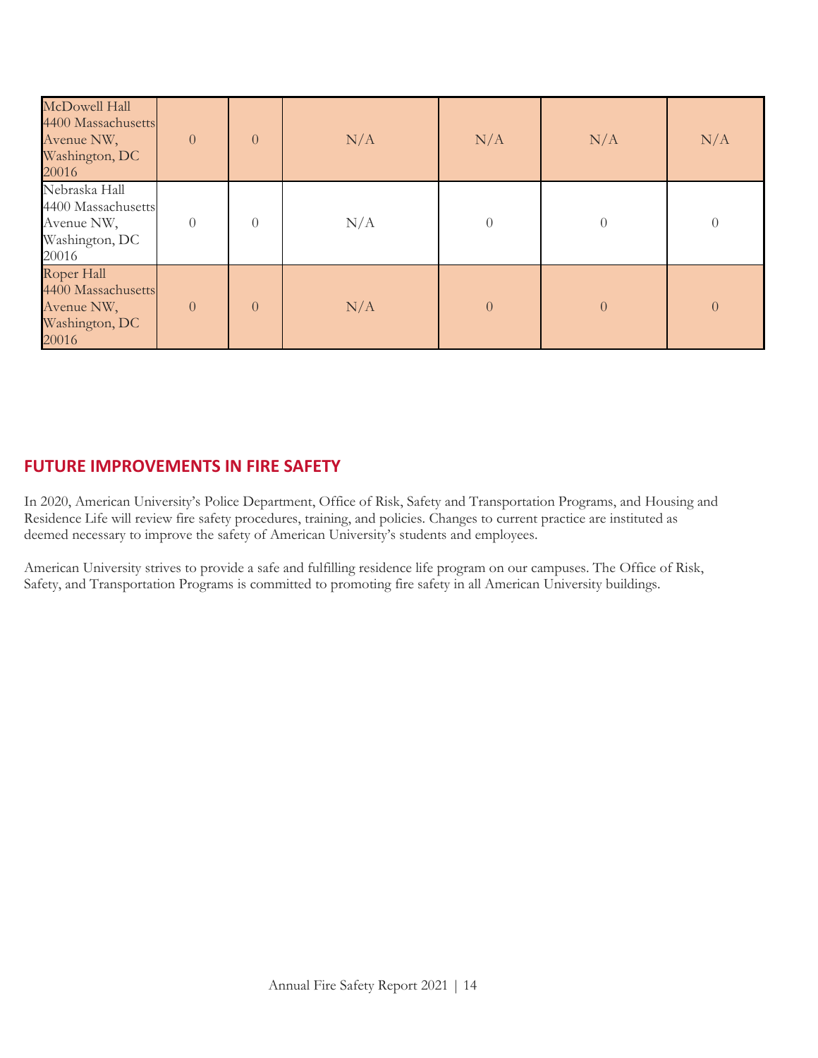| | | | | | | |
|---|---|---|---|---|---|---|
| McDowell Hall 4400 Massachusetts Avenue NW, Washington, DC 20016 | 0 | 0 | N/A | N/A | N/A | N/A |
| Nebraska Hall 4400 Massachusetts Avenue NW, Washington, DC 20016 | 0 | 0 | N/A | 0 | 0 | 0 |
| Roper Hall 4400 Massachusetts Avenue NW, Washington, DC 20016 | 0 | 0 | N/A | 0 | 0 | 0 |

## FUTURE IMPROVEMENTS IN FIRE SAFETY

In 2020, American University's Police Department, Office of Risk, Safety and Transportation Programs, and Housing and Residence Life will review fire safety procedures, training, and policies. Changes to current practice are instituted as deemed necessary to improve the safety of American University's students and employees.

American University strives to provide a safe and fulfilling residence life program on our campuses. The Office of Risk, Safety, and Transportation Programs is committed to promoting fire safety in all American University buildings.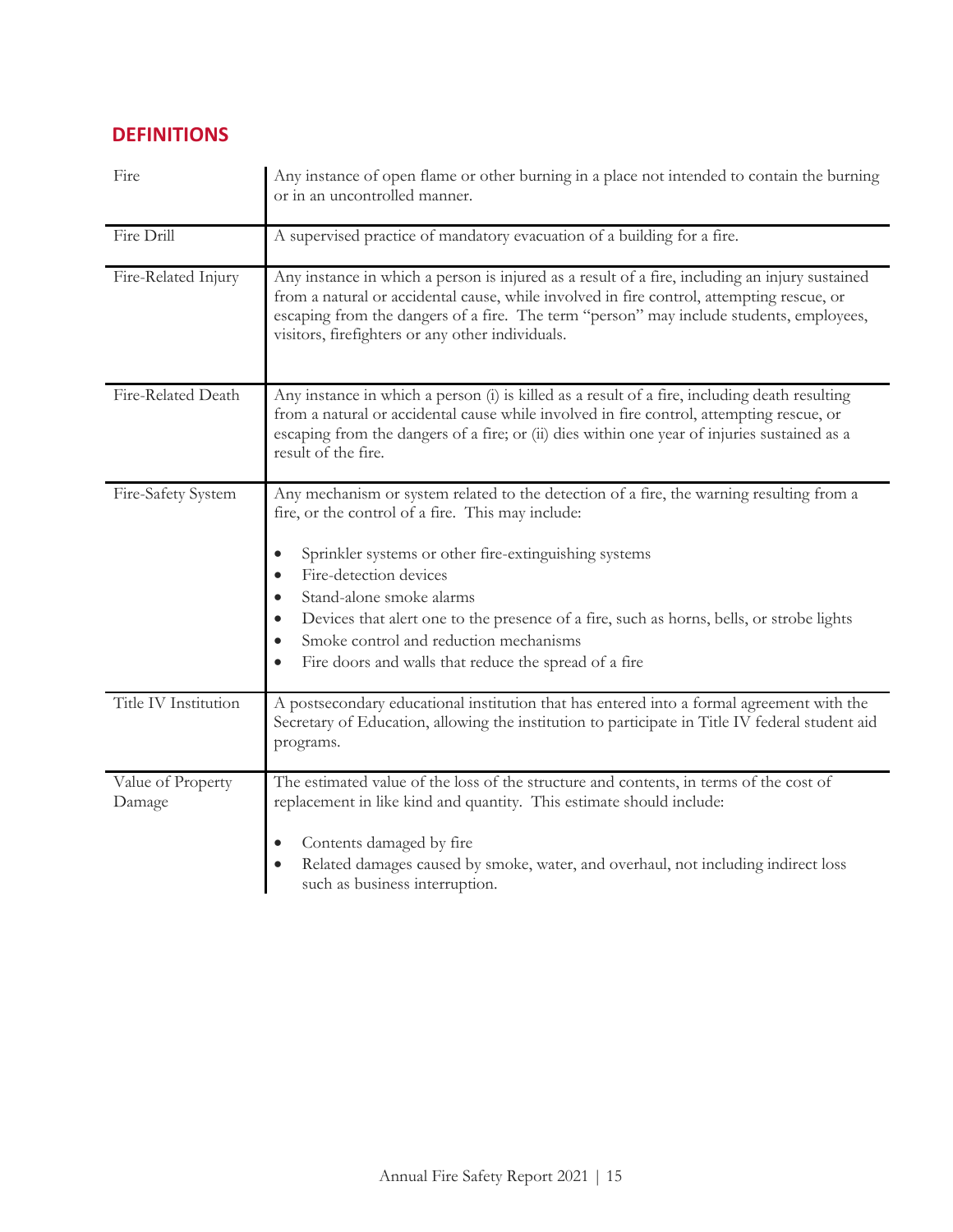## DEFINITIONS

| Term | Definition |
|---|---|
| Fire | Any instance of open flame or other burning in a place not intended to contain the burning or in an uncontrolled manner. |
| Fire Drill | A supervised practice of mandatory evacuation of a building for a fire. |
| Fire-Related Injury | Any instance in which a person is injured as a result of a fire, including an injury sustained from a natural or accidental cause, while involved in fire control, attempting rescue, or escaping from the dangers of a fire. The term "person" may include students, employees, visitors, firefighters or any other individuals. |
| Fire-Related Death | Any instance in which a person (i) is killed as a result of a fire, including death resulting from a natural or accidental cause while involved in fire control, attempting rescue, or escaping from the dangers of a fire; or (ii) dies within one year of injuries sustained as a result of the fire. |
| Fire-Safety System | Any mechanism or system related to the detection of a fire, the warning resulting from a fire, or the control of a fire. This may include:<br>• Sprinkler systems or other fire-extinguishing systems<br>• Fire-detection devices<br>• Stand-alone smoke alarms<br>• Devices that alert one to the presence of a fire, such as horns, bells, or strobe lights<br>• Smoke control and reduction mechanisms<br>• Fire doors and walls that reduce the spread of a fire |
| Title IV Institution | A postsecondary educational institution that has entered into a formal agreement with the Secretary of Education, allowing the institution to participate in Title IV federal student aid programs. |
| Value of Property Damage | The estimated value of the loss of the structure and contents, in terms of the cost of replacement in like kind and quantity. This estimate should include:<br>• Contents damaged by fire<br>• Related damages caused by smoke, water, and overhaul, not including indirect loss such as business interruption. |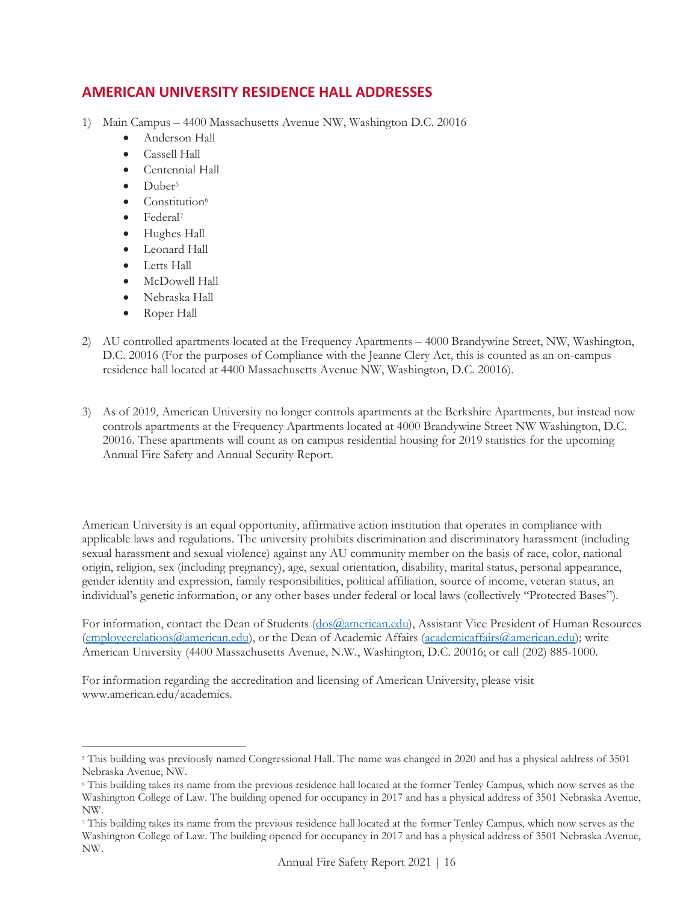## AMERICAN UNIVERSITY RESIDENCE HALL ADDRESSES

1) Main Campus – 4400 Massachusetts Avenue NW, Washington D.C. 20016
   - Anderson Hall
   - Cassell Hall
   - Centennial Hall
   - Duber[5]
   - Constitution[6]
   - Federal[7]
   - Hughes Hall
   - Leonard Hall
   - Letts Hall
   - McDowell Hall
   - Nebraska Hall
   - Roper Hall

2) AU controlled apartments located at the Frequency Apartments – 4000 Brandywine Street, NW, Washington, D.C. 20016 (For the purposes of Compliance with the Jeanne Clery Act, this is counted as an on-campus residence hall located at 4400 Massachusetts Avenue NW, Washington, D.C. 20016).

3) As of 2019, American University no longer controls apartments at the Berkshire Apartments, but instead now controls apartments at the Frequency Apartments located at 4000 Brandywine Street NW Washington, D.C. 20016. These apartments will count as on campus residential housing for 2019 statistics for the upcoming Annual Fire Safety and Annual Security Report.

American University is an equal opportunity, affirmative action institution that operates in compliance with applicable laws and regulations. The university prohibits discrimination and discriminatory harassment (including sexual harassment and sexual violence) against any AU community member on the basis of race, color, national origin, religion, sex (including pregnancy), age, sexual orientation, disability, marital status, personal appearance, gender identity and expression, family responsibilities, political affiliation, source of income, veteran status, an individual's genetic information, or any other bases under federal or local laws (collectively "Protected Bases").

For information, contact the Dean of Students (dos@american.edu), Assistant Vice President of Human Resources (employeerelations@american.edu), or the Dean of Academic Affairs (academicaffairs@american.edu); write American University (4400 Massachusetts Avenue, N.W., Washington, D.C. 20016; or call (202) 885-1000.

For information regarding the accreditation and licensing of American University, please visit www.american.edu/academics.

---

[5] This building was previously named Congressional Hall. The name was changed in 2020 and has a physical address of 3501 Nebraska Avenue, NW.

[6] This building takes its name from the previous residence hall located at the former Tenley Campus, which now serves as the Washington College of Law. The building opened for occupancy in 2017 and has a physical address of 3501 Nebraska Avenue, NW.

[7] This building takes its name from the previous residence hall located at the former Tenley Campus, which now serves as the Washington College of Law. The building opened for occupancy in 2017 and has a physical address of 3501 Nebraska Avenue, NW.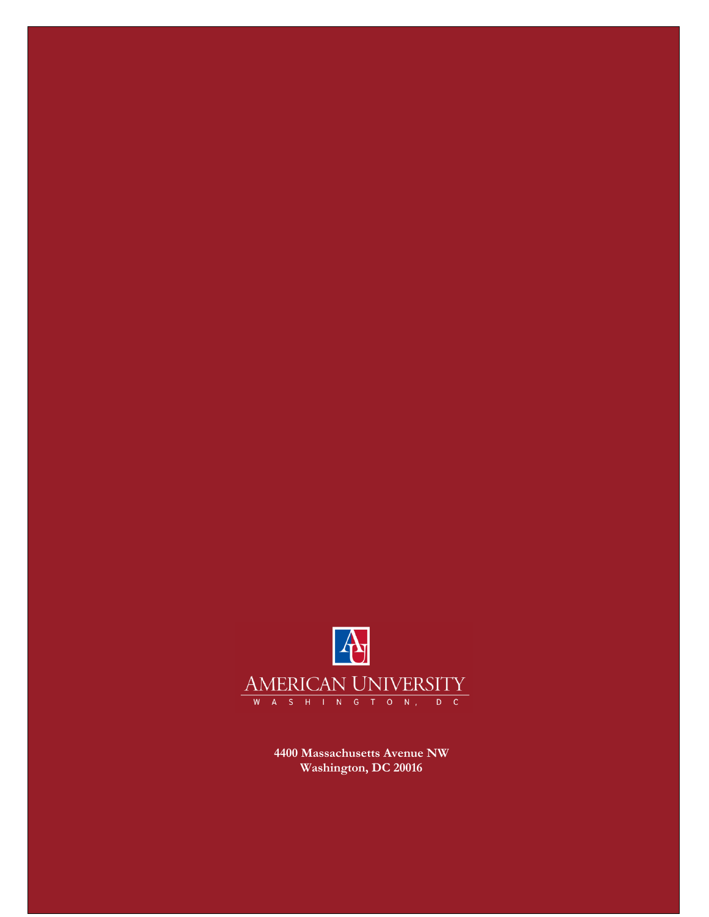AMERICAN UNIVERSITY

WASHINGTON, DC

**4400 Massachusetts Avenue NW**
**Washington, DC 20016**